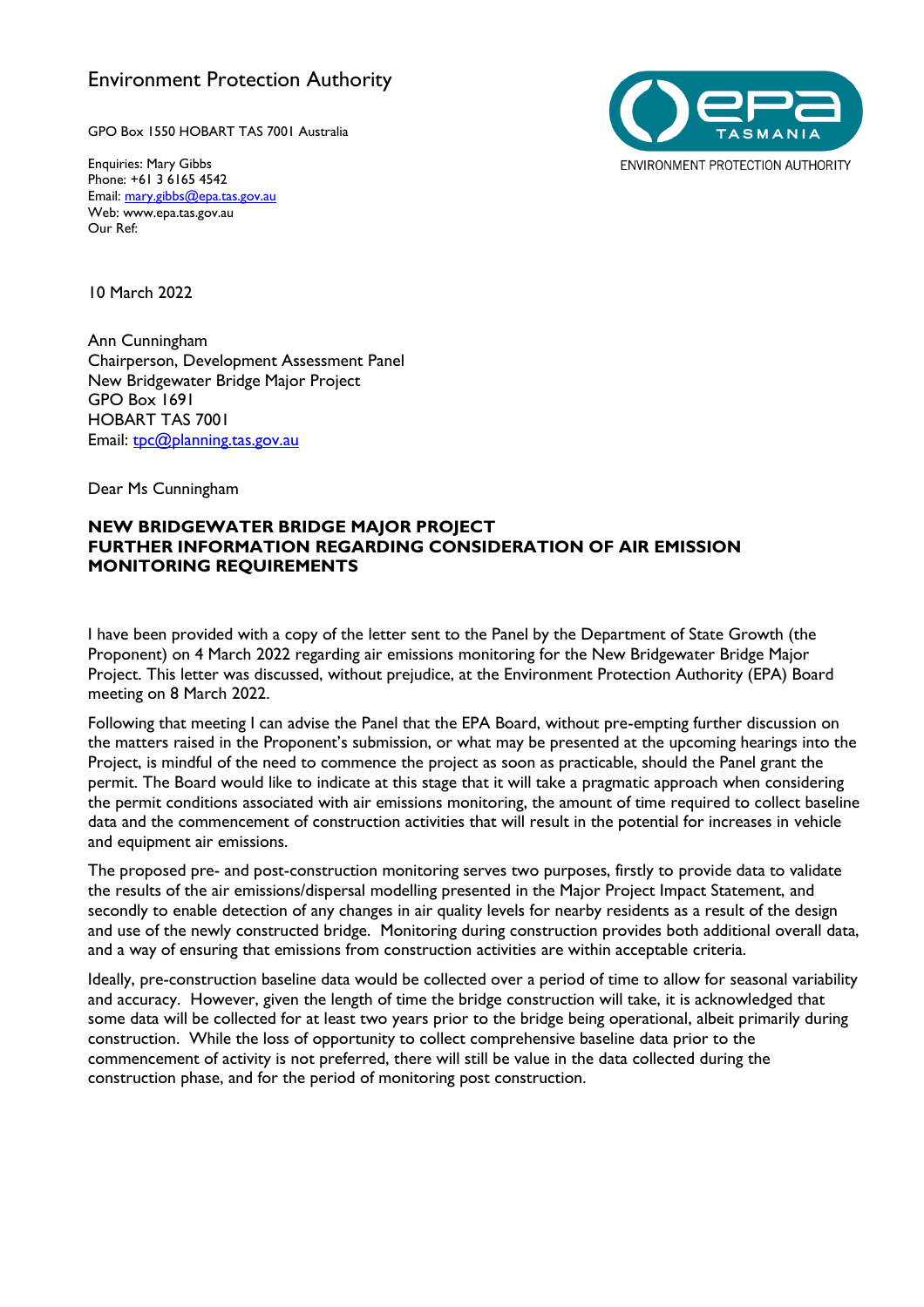# Environment Protection Authority

GPO Box 1550 HOBART TAS 7001 Australia

Enquiries: Mary Gibbs
Phone: +61 3 6165 4542
Email: mary.gibbs@epa.tas.gov.au
Web: www.epa.tas.gov.au
Our Ref:

EPA TASMANIA
ENVIRONMENT PROTECTION AUTHORITY

10 March 2022

Ann Cunningham
Chairperson, Development Assessment Panel
New Bridgewater Bridge Major Project
GPO Box 1691
HOBART TAS 7001
Email: tpc@planning.tas.gov.au

Dear Ms Cunningham

**NEW BRIDGEWATER BRIDGE MAJOR PROJECT**
**FURTHER INFORMATION REGARDING CONSIDERATION OF AIR EMISSION MONITORING REQUIREMENTS**

I have been provided with a copy of the letter sent to the Panel by the Department of State Growth (the Proponent) on 4 March 2022 regarding air emissions monitoring for the New Bridgewater Bridge Major Project. This letter was discussed, without prejudice, at the Environment Protection Authority (EPA) Board meeting on 8 March 2022.

Following that meeting I can advise the Panel that the EPA Board, without pre-empting further discussion on the matters raised in the Proponent's submission, or what may be presented at the upcoming hearings into the Project, is mindful of the need to commence the project as soon as practicable, should the Panel grant the permit. The Board would like to indicate at this stage that it will take a pragmatic approach when considering the permit conditions associated with air emissions monitoring, the amount of time required to collect baseline data and the commencement of construction activities that will result in the potential for increases in vehicle and equipment air emissions.

The proposed pre- and post-construction monitoring serves two purposes, firstly to provide data to validate the results of the air emissions/dispersal modelling presented in the Major Project Impact Statement, and secondly to enable detection of any changes in air quality levels for nearby residents as a result of the design and use of the newly constructed bridge. Monitoring during construction provides both additional overall data, and a way of ensuring that emissions from construction activities are within acceptable criteria.

Ideally, pre-construction baseline data would be collected over a period of time to allow for seasonal variability and accuracy. However, given the length of time the bridge construction will take, it is acknowledged that some data will be collected for at least two years prior to the bridge being operational, albeit primarily during construction. While the loss of opportunity to collect comprehensive baseline data prior to the commencement of activity is not preferred, there will still be value in the data collected during the construction phase, and for the period of monitoring post construction.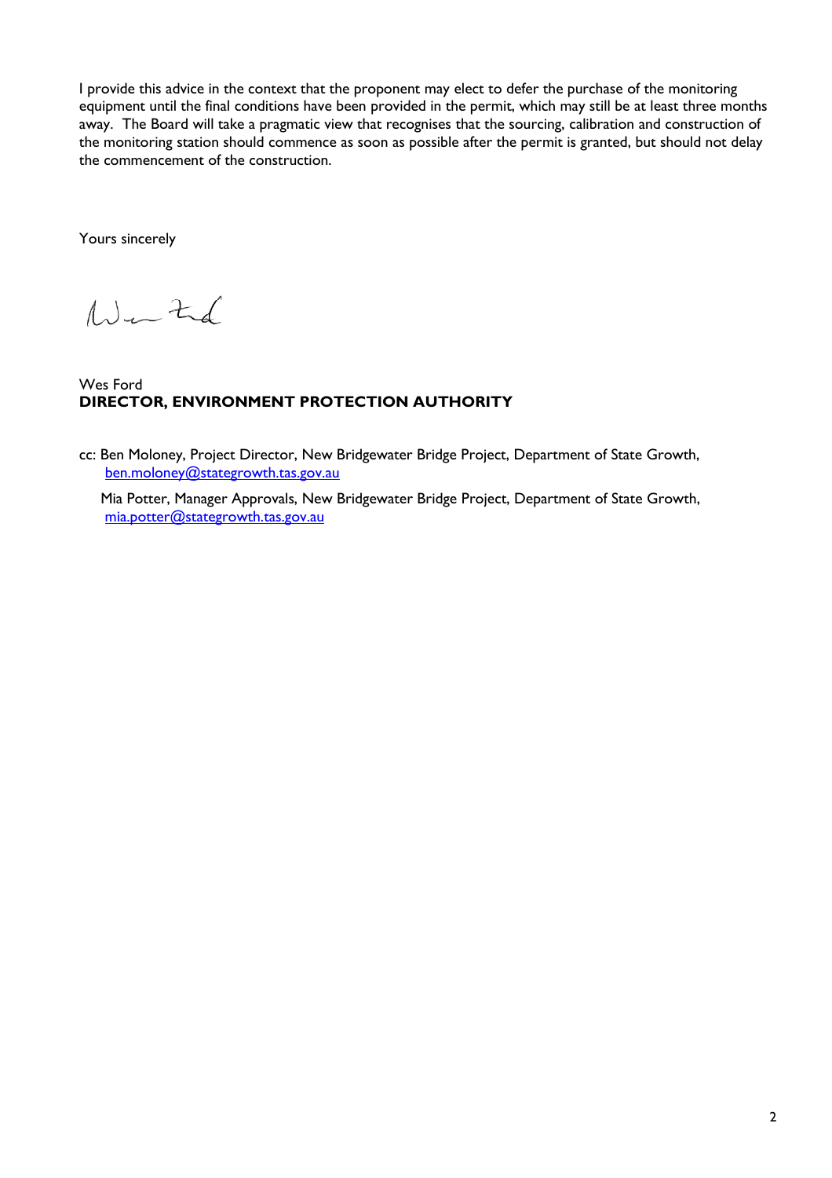I provide this advice in the context that the proponent may elect to defer the purchase of the monitoring equipment until the final conditions have been provided in the permit, which may still be at least three months away. The Board will take a pragmatic view that recognises that the sourcing, calibration and construction of the monitoring station should commence as soon as possible after the permit is granted, but should not delay the commencement of the construction.

Yours sincerely

Wes Ford
**DIRECTOR, ENVIRONMENT PROTECTION AUTHORITY**

cc: Ben Moloney, Project Director, New Bridgewater Bridge Project, Department of State Growth, ben.moloney@stategrowth.tas.gov.au

Mia Potter, Manager Approvals, New Bridgewater Bridge Project, Department of State Growth, mia.potter@stategrowth.tas.gov.au